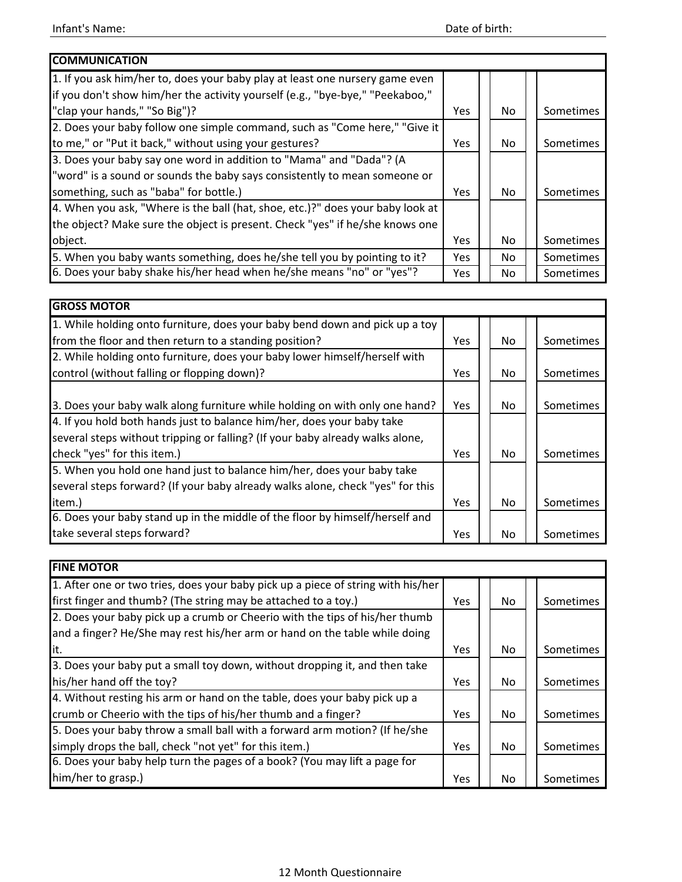Infant's Name: Date of birth:

| COMMUNICATION | | | |
|---|---|---|---|
| 1. If you ask him/her to, does your baby play at least one nursery game even if you don't show him/her the activity yourself (e.g., "bye-bye," "Peekaboo," "clap your hands," "So Big")? | Yes | No | Sometimes |
| 2. Does your baby follow one simple command, such as "Come here," "Give it to me," or "Put it back," without using your gestures? | Yes | No | Sometimes |
| 3. Does your baby say one word in addition to "Mama" and "Dada"? (A "word" is a sound or sounds the baby says consistently to mean someone or something, such as "baba" for bottle.) | Yes | No | Sometimes |
| 4. When you ask, "Where is the ball (hat, shoe, etc.)?" does your baby look at the object? Make sure the object is present. Check "yes" if he/she knows one object. | Yes | No | Sometimes |
| 5. When you baby wants something, does he/she tell you by pointing to it? | Yes | No | Sometimes |
| 6. Does your baby shake his/her head when he/she means "no" or "yes"? | Yes | No | Sometimes |

| GROSS MOTOR | | | |
|---|---|---|---|
| 1. While holding onto furniture, does your baby bend down and pick up a toy from the floor and then return to a standing position? | Yes | No | Sometimes |
| 2. While holding onto furniture, does your baby lower himself/herself with control (without falling or flopping down)? | Yes | No | Sometimes |
| 3. Does your baby walk along furniture while holding on with only one hand? | Yes | No | Sometimes |
| 4. If you hold both hands just to balance him/her, does your baby take several steps without tripping or falling? (If your baby already walks alone, check "yes" for this item.) | Yes | No | Sometimes |
| 5. When you hold one hand just to balance him/her, does your baby take several steps forward? (If your baby already walks alone, check "yes" for this item.) | Yes | No | Sometimes |
| 6. Does your baby stand up in the middle of the floor by himself/herself and take several steps forward? | Yes | No | Sometimes |

| FINE MOTOR | | | |
|---|---|---|---|
| 1. After one or two tries, does your baby pick up a piece of string with his/her first finger and thumb? (The string may be attached to a toy.) | Yes | No | Sometimes |
| 2. Does your baby pick up a crumb or Cheerio with the tips of his/her thumb and a finger? He/She may rest his/her arm or hand on the table while doing it. | Yes | No | Sometimes |
| 3. Does your baby put a small toy down, without dropping it, and then take his/her hand off the toy? | Yes | No | Sometimes |
| 4. Without resting his arm or hand on the table, does your baby pick up a crumb or Cheerio with the tips of his/her thumb and a finger? | Yes | No | Sometimes |
| 5. Does your baby throw a small ball with a forward arm motion? (If he/she simply drops the ball, check "not yet" for this item.) | Yes | No | Sometimes |
| 6. Does your baby help turn the pages of a book? (You may lift a page for him/her to grasp.) | Yes | No | Sometimes |

12 Month Questionnaire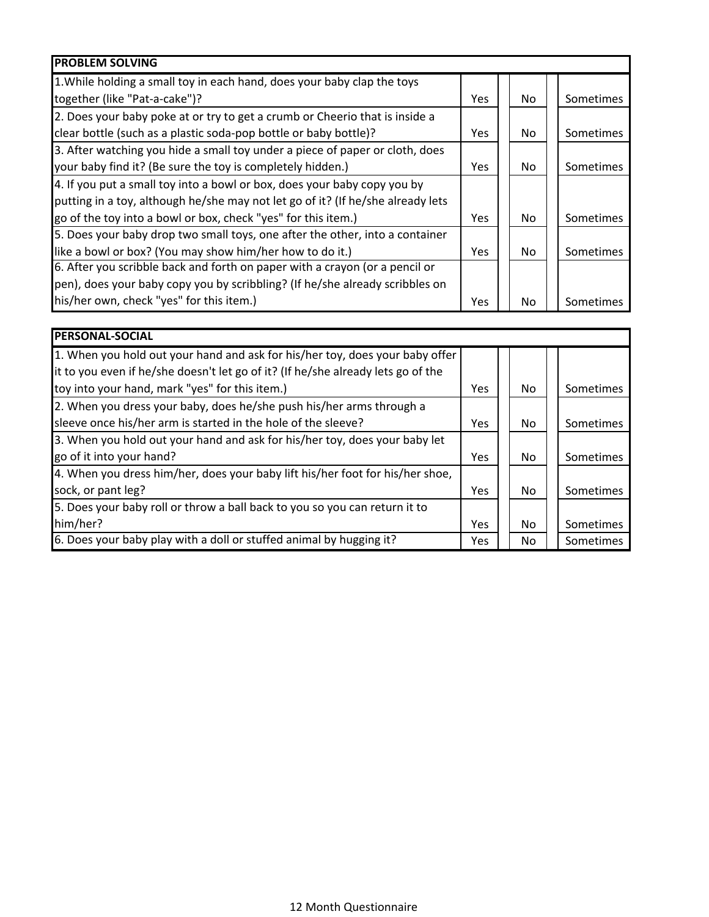| PROBLEM SOLVING | | | |
|---|---|---|---|
| 1.While holding a small toy in each hand, does your baby clap the toys together (like "Pat-a-cake")? | Yes | No | Sometimes |
| 2. Does your baby poke at or try to get a crumb or Cheerio that is inside a clear bottle (such as a plastic soda-pop bottle or baby bottle)? | Yes | No | Sometimes |
| 3. After watching you hide a small toy under a piece of paper or cloth, does your baby find it? (Be sure the toy is completely hidden.) | Yes | No | Sometimes |
| 4. If you put a small toy into a bowl or box, does your baby copy you by putting in a toy, although he/she may not let go of it? (If he/she already lets go of the toy into a bowl or box, check "yes" for this item.) | Yes | No | Sometimes |
| 5. Does your baby drop two small toys, one after the other, into a container like a bowl or box? (You may show him/her how to do it.) | Yes | No | Sometimes |
| 6. After you scribble back and forth on paper with a crayon (or a pencil or pen), does your baby copy you by scribbling? (If he/she already scribbles on his/her own, check "yes" for this item.) | Yes | No | Sometimes |

| PERSONAL-SOCIAL | | | |
|---|---|---|---|
| 1. When you hold out your hand and ask for his/her toy, does your baby offer it to you even if he/she doesn't let go of it? (If he/she already lets go of the toy into your hand, mark "yes" for this item.) | Yes | No | Sometimes |
| 2. When you dress your baby, does he/she push his/her arms through a sleeve once his/her arm is started in the hole of the sleeve? | Yes | No | Sometimes |
| 3. When you hold out your hand and ask for his/her toy, does your baby let go of it into your hand? | Yes | No | Sometimes |
| 4. When you dress him/her, does your baby lift his/her foot for his/her shoe, sock, or pant leg? | Yes | No | Sometimes |
| 5. Does your baby roll or throw a ball back to you so you can return it to him/her? | Yes | No | Sometimes |
| 6. Does your baby play with a doll or stuffed animal by hugging it? | Yes | No | Sometimes |